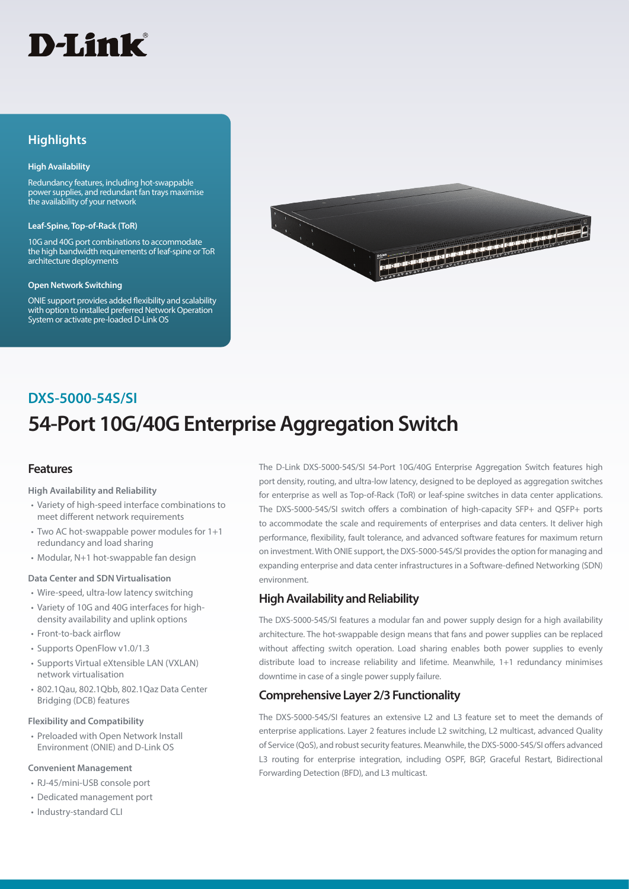D-Link

## Highlights

**High Availability**

Redundancy features, including hot-swappable power supplies, and redundant fan trays maximise the availability of your network

**Leaf-Spine, Top-of-Rack (ToR)**

10G and 40G port combinations to accommodate the high bandwidth requirements of leaf-spine or ToR architecture deployments

**Open Network Switching**

ONIE support provides added flexibility and scalability with option to installed preferred Network Operation System or activate pre-loaded D-Link OS

## DXS-5000-54S/SI

# 54-Port 10G/40G Enterprise Aggregation Switch

## Features

**High Availability and Reliability**

- Variety of high-speed interface combinations to meet different network requirements
- Two AC hot-swappable power modules for 1+1 redundancy and load sharing
- Modular, N+1 hot-swappable fan design

**Data Center and SDN Virtualisation**

- Wire-speed, ultra-low latency switching
- Variety of 10G and 40G interfaces for high-density availability and uplink options
- Front-to-back airflow
- Supports OpenFlow v1.0/1.3
- Supports Virtual eXtensible LAN (VXLAN) network virtualisation
- 802.1Qau, 802.1Qbb, 802.1Qaz Data Center Bridging (DCB) features

**Flexibility and Compatibility**

- Preloaded with Open Network Install Environment (ONIE) and D-Link OS

**Convenient Management**

- RJ-45/mini-USB console port
- Dedicated management port
- Industry-standard CLI

The D-Link DXS-5000-54S/SI 54-Port 10G/40G Enterprise Aggregation Switch features high port density, routing, and ultra-low latency, designed to be deployed as aggregation switches for enterprise as well as Top-of-Rack (ToR) or leaf-spine switches in data center applications. The DXS-5000-54S/SI switch offers a combination of high-capacity SFP+ and QSFP+ ports to accommodate the scale and requirements of enterprises and data centers. It deliver high performance, flexibility, fault tolerance, and advanced software features for maximum return on investment. With ONIE support, the DXS-5000-54S/SI provides the option for managing and expanding enterprise and data center infrastructures in a Software-defined Networking (SDN) environment.

## High Availability and Reliability

The DXS-5000-54S/SI features a modular fan and power supply design for a high availability architecture. The hot-swappable design means that fans and power supplies can be replaced without affecting switch operation. Load sharing enables both power supplies to evenly distribute load to increase reliability and lifetime. Meanwhile, 1+1 redundancy minimises downtime in case of a single power supply failure.

## Comprehensive Layer 2/3 Functionality

The DXS-5000-54S/SI features an extensive L2 and L3 feature set to meet the demands of enterprise applications. Layer 2 features include L2 switching, L2 multicast, advanced Quality of Service (QoS), and robust security features. Meanwhile, the DXS-5000-54S/SI offers advanced L3 routing for enterprise integration, including OSPF, BGP, Graceful Restart, Bidirectional Forwarding Detection (BFD), and L3 multicast.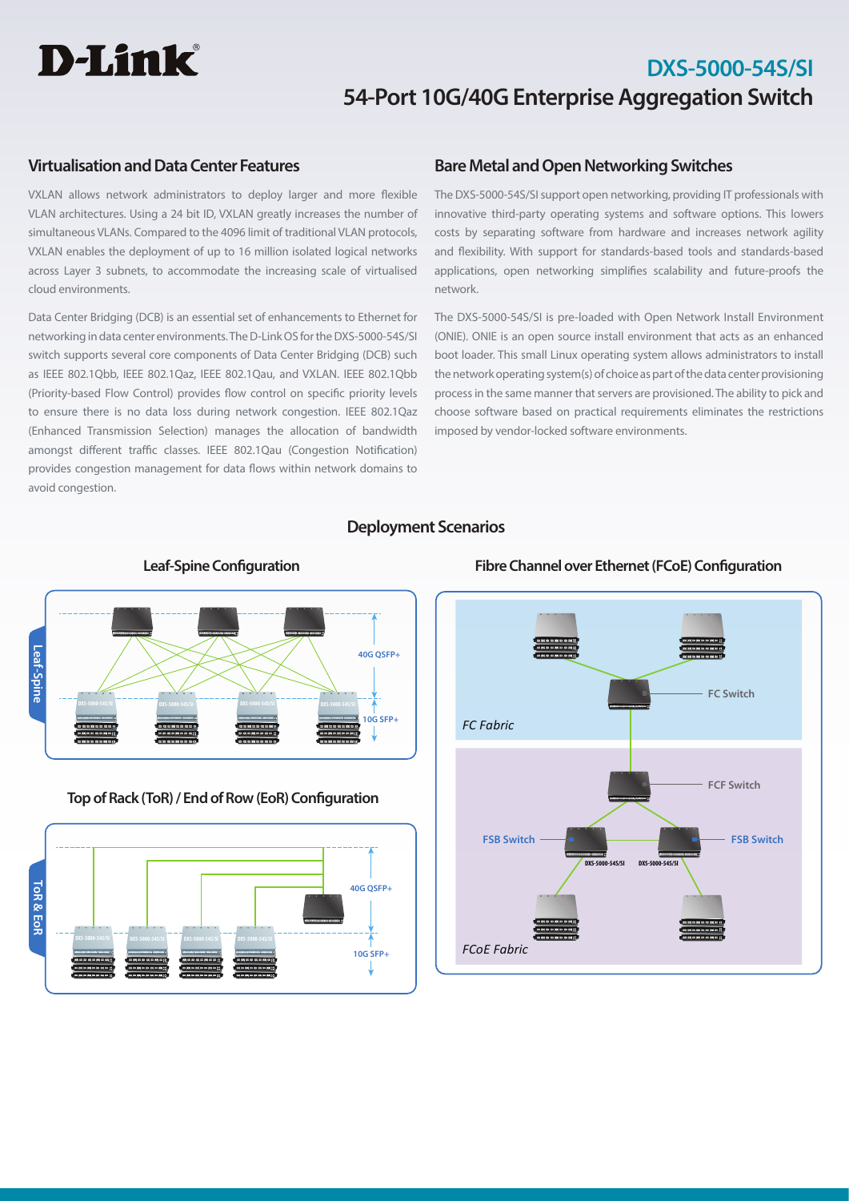# DXS-5000-54S/SI

## 54-Port 10G/40G Enterprise Aggregation Switch

### Virtualisation and Data Center Features

VXLAN allows network administrators to deploy larger and more flexible VLAN architectures. Using a 24 bit ID, VXLAN greatly increases the number of simultaneous VLANs. Compared to the 4096 limit of traditional VLAN protocols, VXLAN enables the deployment of up to 16 million isolated logical networks across Layer 3 subnets, to accommodate the increasing scale of virtualised cloud environments.

Data Center Bridging (DCB) is an essential set of enhancements to Ethernet for networking in data center environments. The D-Link OS for the DXS-5000-54S/SI switch supports several core components of Data Center Bridging (DCB) such as IEEE 802.1Qbb, IEEE 802.1Qaz, IEEE 802.1Qau, and VXLAN. IEEE 802.1Qbb (Priority-based Flow Control) provides flow control on specific priority levels to ensure there is no data loss during network congestion. IEEE 802.1Qaz (Enhanced Transmission Selection) manages the allocation of bandwidth amongst different traffic classes. IEEE 802.1Qau (Congestion Notification) provides congestion management for data flows within network domains to avoid congestion.

### Bare Metal and Open Networking Switches

The DXS-5000-54S/SI support open networking, providing IT professionals with innovative third-party operating systems and software options. This lowers costs by separating software from hardware and increases network agility and flexibility. With support for standards-based tools and standards-based applications, open networking simplifies scalability and future-proofs the network.

The DXS-5000-54S/SI is pre-loaded with Open Network Install Environment (ONIE). ONIE is an open source install environment that acts as an enhanced boot loader. This small Linux operating system allows administrators to install the network operating system(s) of choice as part of the data center provisioning process in the same manner that servers are provisioned. The ability to pick and choose software based on practical requirements eliminates the restrictions imposed by vendor-locked software environments.

### Deployment Scenarios

#### Leaf-Spine Configuration

Leaf-Spine

40G QSFP+

10G SFP+

DXS-5000-54S/SI

#### Top of Rack (ToR) / End of Row (EoR) Configuration

ToR & EoR

40G QSFP+

10G SFP+

DXS-5000-54S/SI

#### Fibre Channel over Ethernet (FCoE) Configuration

FC Switch

*FC Fabric*

FCF Switch

FSB Switch

FSB Switch

DXS-5000-54S/SI

DXS-5000-54S/SI

*FCoE Fabric*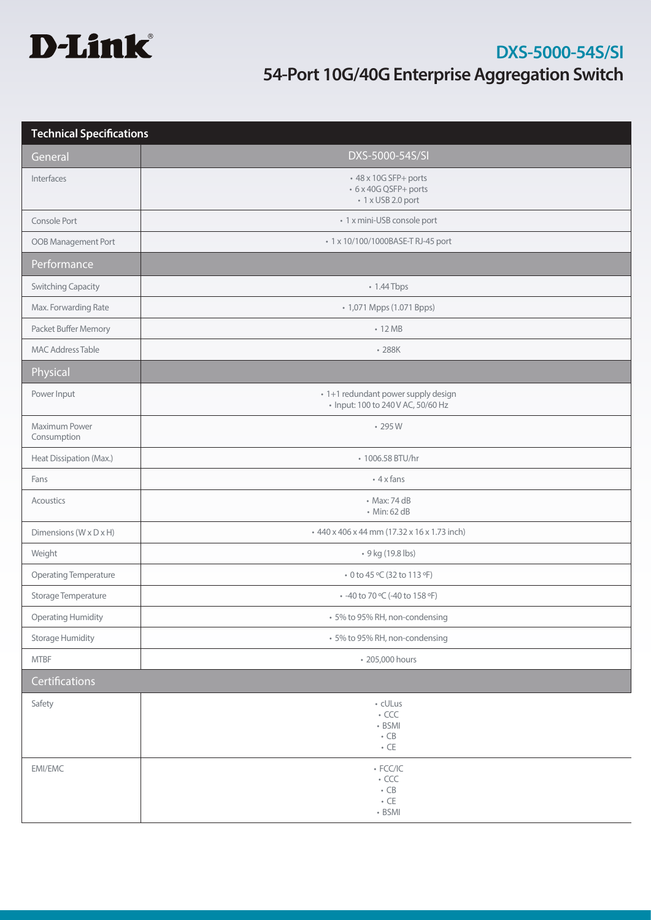# D-Link

## DXS-5000-54S/SI

## 54-Port 10G/40G Enterprise Aggregation Switch

| Technical Specifications | |
|---|---|
| **General** | **DXS-5000-54S/SI** |
| Interfaces | • 48 x 10G SFP+ ports<br>• 6 x 40G QSFP+ ports<br>• 1 x USB 2.0 port |
| Console Port | • 1 x mini-USB console port |
| OOB Management Port | • 1 x 10/100/1000BASE-T RJ-45 port |
| **Performance** | |
| Switching Capacity | • 1.44 Tbps |
| Max. Forwarding Rate | • 1,071 Mpps (1.071 Bpps) |
| Packet Buffer Memory | • 12 MB |
| MAC Address Table | • 288K |
| **Physical** | |
| Power Input | • 1+1 redundant power supply design<br>• Input: 100 to 240 V AC, 50/60 Hz |
| Maximum Power Consumption | • 295 W |
| Heat Dissipation (Max.) | • 1006.58 BTU/hr |
| Fans | • 4 x fans |
| Acoustics | • Max: 74 dB<br>• Min: 62 dB |
| Dimensions (W x D x H) | • 440 x 406 x 44 mm (17.32 x 16 x 1.73 inch) |
| Weight | • 9 kg (19.8 lbs) |
| Operating Temperature | • 0 to 45 ºC (32 to 113 ºF) |
| Storage Temperature | • -40 to 70 ºC (-40 to 158 ºF) |
| Operating Humidity | • 5% to 95% RH, non-condensing |
| Storage Humidity | • 5% to 95% RH, non-condensing |
| MTBF | • 205,000 hours |
| **Certifications** | |
| Safety | • cULus<br>• CCC<br>• BSMI<br>• CB<br>• CE |
| EMI/EMC | • FCC/IC<br>• CCC<br>• CB<br>• CE<br>• BSMI |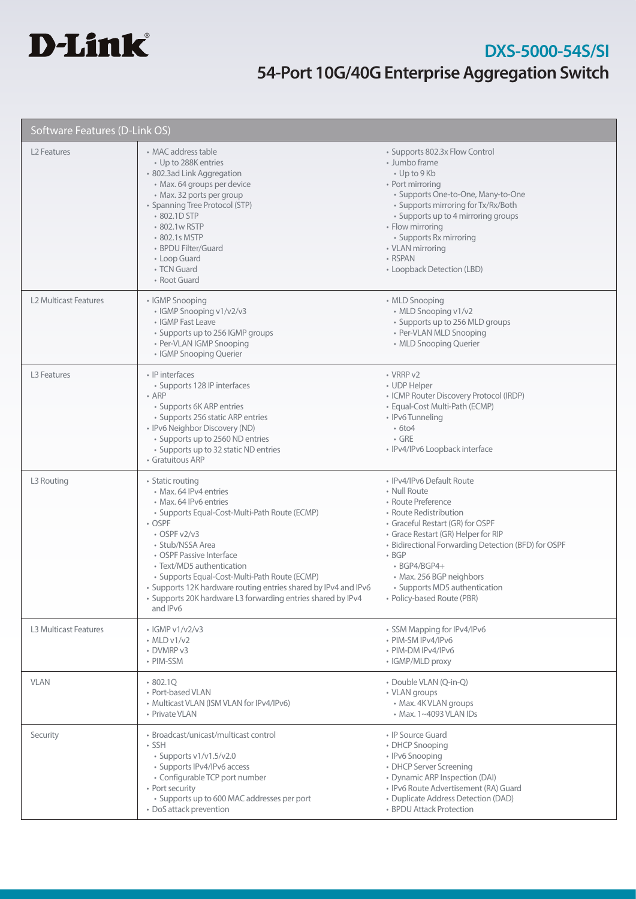# D-Link

## DXS-5000-54S/SI

## 54-Port 10G/40G Enterprise Aggregation Switch

| Software Features (D-Link OS) | | |
| --- | --- | --- |
| L2 Features | • MAC address table<br>  • Up to 288K entries<br>• 802.3ad Link Aggregation<br>  • Max. 64 groups per device<br>  • Max. 32 ports per group<br>• Spanning Tree Protocol (STP)<br>  • 802.1D STP<br>  • 802.1w RSTP<br>  • 802.1s MSTP<br>  • BPDU Filter/Guard<br>  • Loop Guard<br>  • TCN Guard<br>  • Root Guard | • Supports 802.3x Flow Control<br>• Jumbo frame<br>  • Up to 9 Kb<br>• Port mirroring<br>  • Supports One-to-One, Many-to-One<br>  • Supports mirroring for Tx/Rx/Both<br>  • Supports up to 4 mirroring groups<br>• Flow mirroring<br>  • Supports Rx mirroring<br>• VLAN mirroring<br>• RSPAN<br>• Loopback Detection (LBD) |
| L2 Multicast Features | • IGMP Snooping<br>  • IGMP Snooping v1/v2/v3<br>  • IGMP Fast Leave<br>  • Supports up to 256 IGMP groups<br>  • Per-VLAN IGMP Snooping<br>  • IGMP Snooping Querier | • MLD Snooping<br>  • MLD Snooping v1/v2<br>  • Supports up to 256 MLD groups<br>  • Per-VLAN MLD Snooping<br>  • MLD Snooping Querier |
| L3 Features | • IP interfaces<br>  • Supports 128 IP interfaces<br>• ARP<br>  • Supports 6K ARP entries<br>  • Supports 256 static ARP entries<br>• IPv6 Neighbor Discovery (ND)<br>  • Supports up to 2560 ND entries<br>  • Supports up to 32 static ND entries<br>• Gratuitous ARP | • VRRP v2<br>• UDP Helper<br>• ICMP Router Discovery Protocol (IRDP)<br>• Equal-Cost Multi-Path (ECMP)<br>• IPv6 Tunneling<br>  • 6to4<br>  • GRE<br>• IPv4/IPv6 Loopback interface |
| L3 Routing | • Static routing<br>  • Max. 64 IPv4 entries<br>  • Max. 64 IPv6 entries<br>  • Supports Equal-Cost-Multi-Path Route (ECMP)<br>• OSPF<br>  • OSPF v2/v3<br>  • Stub/NSSA Area<br>  • OSPF Passive Interface<br>  • Text/MD5 authentication<br>  • Supports Equal-Cost-Multi-Path Route (ECMP)<br>• Supports 12K hardware routing entries shared by IPv4 and IPv6<br>• Supports 20K hardware L3 forwarding entries shared by IPv4 and IPv6 | • IPv4/IPv6 Default Route<br>• Null Route<br>• Route Preference<br>• Route Redistribution<br>• Graceful Restart (GR) for OSPF<br>• Grace Restart (GR) Helper for RIP<br>• Bidirectional Forwarding Detection (BFD) for OSPF<br>• BGP<br>  • BGP4/BGP4+<br>  • Max. 256 BGP neighbors<br>  • Supports MD5 authentication<br>• Policy-based Route (PBR) |
| L3 Multicast Features | • IGMP v1/v2/v3<br>• MLD v1/v2<br>• DVMRP v3<br>• PIM-SSM | • SSM Mapping for IPv4/IPv6<br>• PIM-SM IPv4/IPv6<br>• PIM-DM IPv4/IPv6<br>• IGMP/MLD proxy |
| VLAN | • 802.1Q<br>• Port-based VLAN<br>• Multicast VLAN (ISM VLAN for IPv4/IPv6)<br>• Private VLAN | • Double VLAN (Q-in-Q)<br>• VLAN groups<br>  • Max. 4K VLAN groups<br>  • Max. 1~4093 VLAN IDs |
| Security | • Broadcast/unicast/multicast control<br>• SSH<br>  • Supports v1/v1.5/v2.0<br>  • Supports IPv4/IPv6 access<br>  • Configurable TCP port number<br>• Port security<br>  • Supports up to 600 MAC addresses per port<br>• DoS attack prevention | • IP Source Guard<br>• DHCP Snooping<br>• IPv6 Snooping<br>• DHCP Server Screening<br>• Dynamic ARP Inspection (DAI)<br>• IPv6 Route Advertisement (RA) Guard<br>• Duplicate Address Detection (DAD)<br>• BPDU Attack Protection |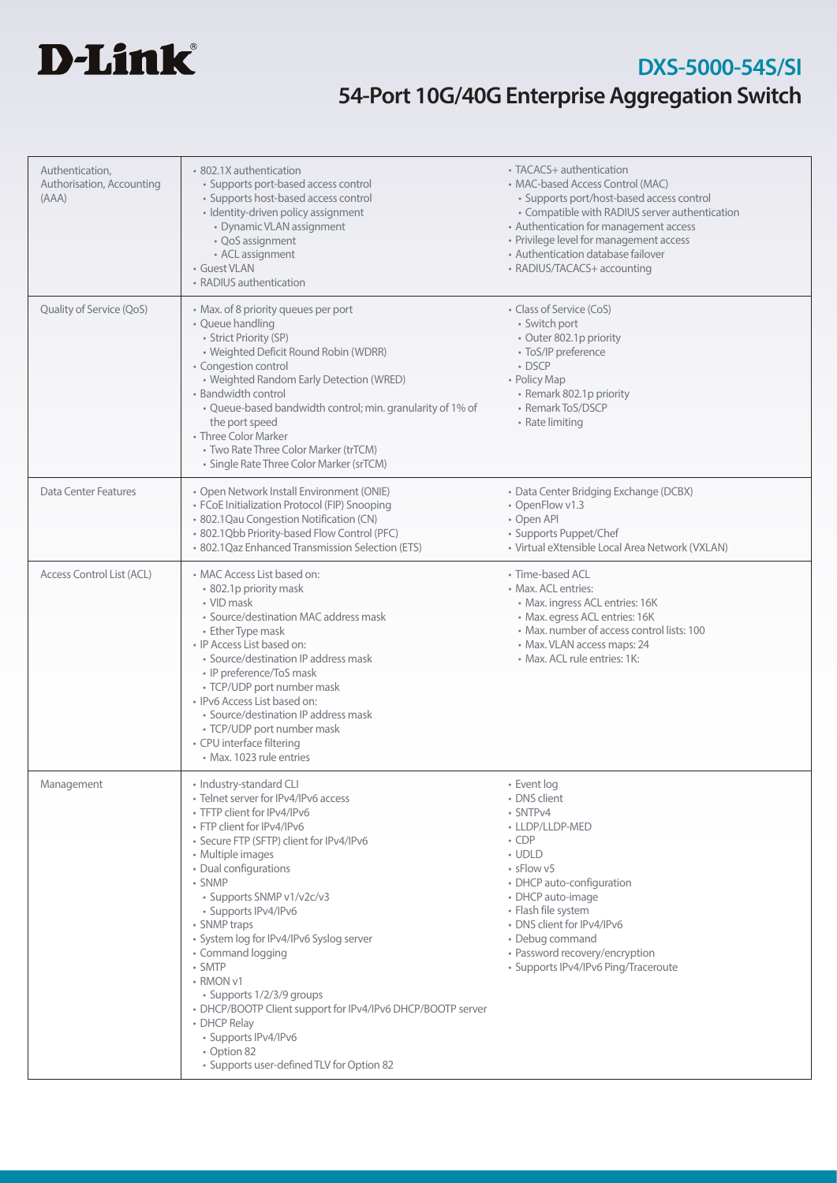| | | |
|---|---|---|
| Authentication, Authorisation, Accounting (AAA) | • 802.1X authentication<br>  • Supports port-based access control<br>  • Supports host-based access control<br>  • Identity-driven policy assignment<br>    • Dynamic VLAN assignment<br>    • QoS assignment<br>    • ACL assignment<br>• Guest VLAN<br>• RADIUS authentication | • TACACS+ authentication<br>• MAC-based Access Control (MAC)<br>  • Supports port/host-based access control<br>  • Compatible with RADIUS server authentication<br>• Authentication for management access<br>• Privilege level for management access<br>• Authentication database failover<br>• RADIUS/TACACS+ accounting |
| Quality of Service (QoS) | • Max. of 8 priority queues per port<br>• Queue handling<br>  • Strict Priority (SP)<br>  • Weighted Deficit Round Robin (WDRR)<br>• Congestion control<br>  • Weighted Random Early Detection (WRED)<br>• Bandwidth control<br>  • Queue-based bandwidth control; min. granularity of 1% of the port speed<br>• Three Color Marker<br>  • Two Rate Three Color Marker (trTCM)<br>  • Single Rate Three Color Marker (srTCM) | • Class of Service (CoS)<br>  • Switch port<br>  • Outer 802.1p priority<br>  • ToS/IP preference<br>  • DSCP<br>• Policy Map<br>  • Remark 802.1p priority<br>  • Remark ToS/DSCP<br>  • Rate limiting |
| Data Center Features | • Open Network Install Environment (ONIE)<br>• FCoE Initialization Protocol (FIP) Snooping<br>• 802.1Qau Congestion Notification (CN)<br>• 802.1Qbb Priority-based Flow Control (PFC)<br>• 802.1Qaz Enhanced Transmission Selection (ETS) | • Data Center Bridging Exchange (DCBX)<br>• OpenFlow v1.3<br>• Open API<br>• Supports Puppet/Chef<br>• Virtual eXtensible Local Area Network (VXLAN) |
| Access Control List (ACL) | • MAC Access List based on:<br>  • 802.1p priority mask<br>  • VID mask<br>  • Source/destination MAC address mask<br>  • Ether Type mask<br>• IP Access List based on:<br>  • Source/destination IP address mask<br>  • IP preference/ToS mask<br>  • TCP/UDP port number mask<br>• IPv6 Access List based on:<br>  • Source/destination IP address mask<br>  • TCP/UDP port number mask<br>• CPU interface filtering<br>  • Max. 1023 rule entries | • Time-based ACL<br>• Max. ACL entries:<br>  • Max. ingress ACL entries: 16K<br>  • Max. egress ACL entries: 16K<br>  • Max. number of access control lists: 100<br>  • Max. VLAN access maps: 24<br>  • Max. ACL rule entries: 1K: |
| Management | • Industry-standard CLI<br>• Telnet server for IPv4/IPv6 access<br>• TFTP client for IPv4/IPv6<br>• FTP client for IPv4/IPv6<br>• Secure FTP (SFTP) client for IPv4/IPv6<br>• Multiple images<br>• Dual configurations<br>• SNMP<br>  • Supports SNMP v1/v2c/v3<br>  • Supports IPv4/IPv6<br>• SNMP traps<br>• System log for IPv4/IPv6 Syslog server<br>• Command logging<br>• SMTP<br>• RMON v1<br>  • Supports 1/2/3/9 groups<br>• DHCP/BOOTP Client support for IPv4/IPv6 DHCP/BOOTP server<br>• DHCP Relay<br>  • Supports IPv4/IPv6<br>  • Option 82<br>  • Supports user-defined TLV for Option 82 | • Event log<br>• DNS client<br>• SNTPv4<br>• LLDP/LLDP-MED<br>• CDP<br>• UDLD<br>• sFlow v5<br>• DHCP auto-configuration<br>• DHCP auto-image<br>• Flash file system<br>• DNS client for IPv4/IPv6<br>• Debug command<br>• Password recovery/encryption<br>• Supports IPv4/IPv6 Ping/Traceroute |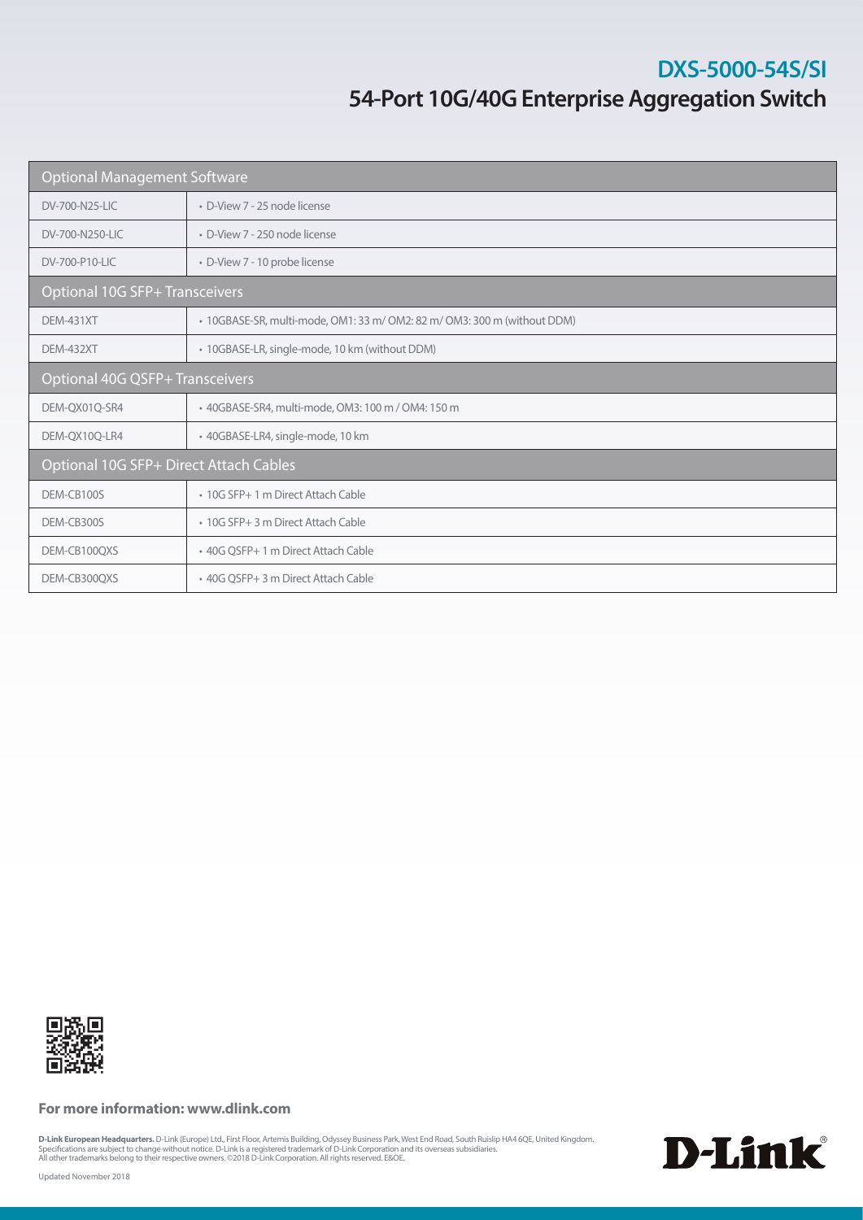# DXS-5000-54S/SI

## 54-Port 10G/40G Enterprise Aggregation Switch

| | |
|---|---|
| **Optional Management Software** | |
| DV-700-N25-LIC | • D-View 7 - 25 node license |
| DV-700-N250-LIC | • D-View 7 - 250 node license |
| DV-700-P10-LIC | • D-View 7 - 10 probe license |
| **Optional 10G SFP+ Transceivers** | |
| DEM-431XT | • 10GBASE-SR, multi-mode, OM1: 33 m/ OM2: 82 m/ OM3: 300 m (without DDM) |
| DEM-432XT | • 10GBASE-LR, single-mode, 10 km (without DDM) |
| **Optional 40G QSFP+ Transceivers** | |
| DEM-QX01Q-SR4 | • 40GBASE-SR4, multi-mode, OM3: 100 m / OM4: 150 m |
| DEM-QX10Q-LR4 | • 40GBASE-LR4, single-mode, 10 km |
| **Optional 10G SFP+ Direct Attach Cables** | |
| DEM-CB100S | • 10G SFP+ 1 m Direct Attach Cable |
| DEM-CB300S | • 10G SFP+ 3 m Direct Attach Cable |
| DEM-CB100QXS | • 40G QSFP+ 1 m Direct Attach Cable |
| DEM-CB300QXS | • 40G QSFP+ 3 m Direct Attach Cable |

**For more information: www.dlink.com**

**D-Link European Headquarters.** D-Link (Europe) Ltd., First Floor, Artemis Building, Odyssey Business Park, West End Road, South Ruislip HA4 6QE, United Kingdom. Specifications are subject to change without notice. D-Link is a registered trademark of D-Link Corporation and its overseas subsidiaries. All other trademarks belong to their respective owners. ©2018 D-Link Corporation. All rights reserved. E&OE.

Updated November 2018